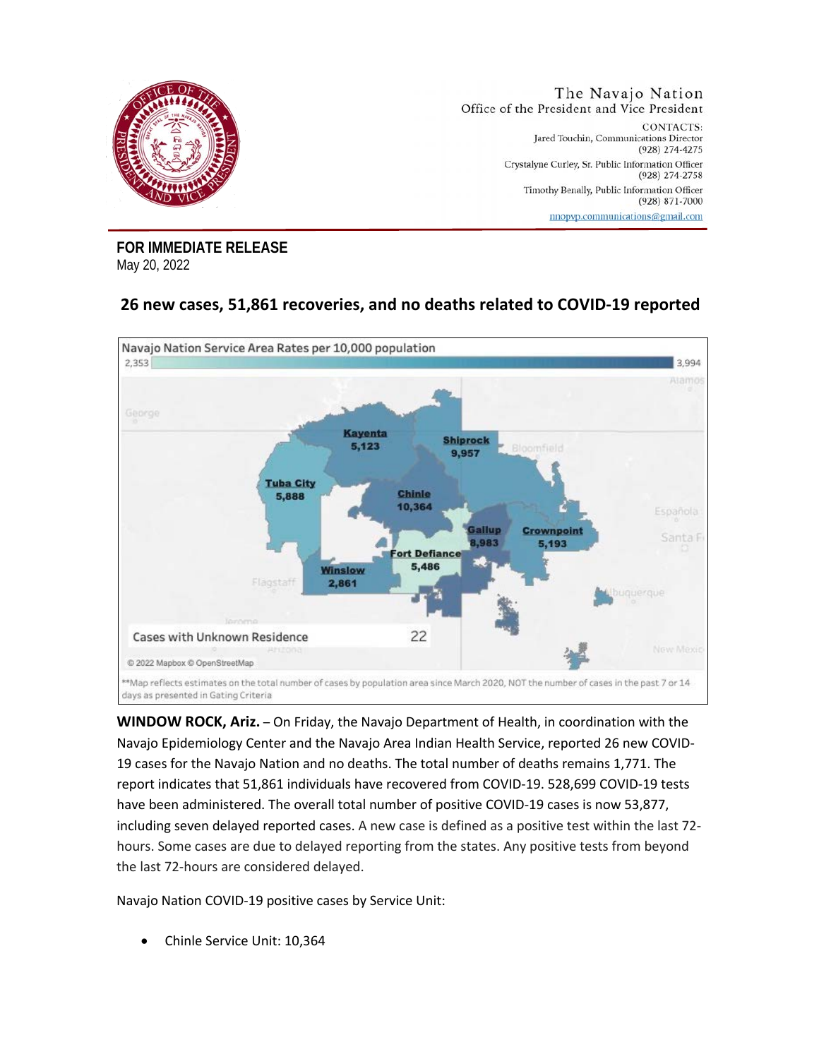The Navajo Nation
Office of the President and Vice President

CONTACTS:
Jared Touchin, Communications Director
(928) 274-4275
Crystalyne Curley, Sr. Public Information Officer
(928) 274-2758
Timothy Benally, Public Information Officer
(928) 871-7000
nnopvp.communications@gmail.com

**FOR IMMEDIATE RELEASE**
May 20, 2022

## 26 new cases, 51,861 recoveries, and no deaths related to COVID-19 reported

Navajo Nation Service Area Rates per 10,000 population

2,353 – 3,994

Kayenta 5,123
Shiprock 9,957
Tuba City 5,888
Chinle 10,364
Gallup 8,983
Crownpoint 5,193
Fort Defiance 5,486
Winslow 2,861

Cases with Unknown Residence 22

© 2022 Mapbox © OpenStreetMap

**Map reflects estimates on the total number of cases by population area since March 2020, NOT the number of cases in the past 7 or 14 days as presented in Gating Criteria

**WINDOW ROCK, Ariz.** – On Friday, the Navajo Department of Health, in coordination with the Navajo Epidemiology Center and the Navajo Area Indian Health Service, reported 26 new COVID-19 cases for the Navajo Nation and no deaths. The total number of deaths remains 1,771. The report indicates that 51,861 individuals have recovered from COVID-19. 528,699 COVID-19 tests have been administered. The overall total number of positive COVID-19 cases is now 53,877, including seven delayed reported cases. A new case is defined as a positive test within the last 72-hours. Some cases are due to delayed reporting from the states. Any positive tests from beyond the last 72-hours are considered delayed.

Navajo Nation COVID-19 positive cases by Service Unit:

- Chinle Service Unit: 10,364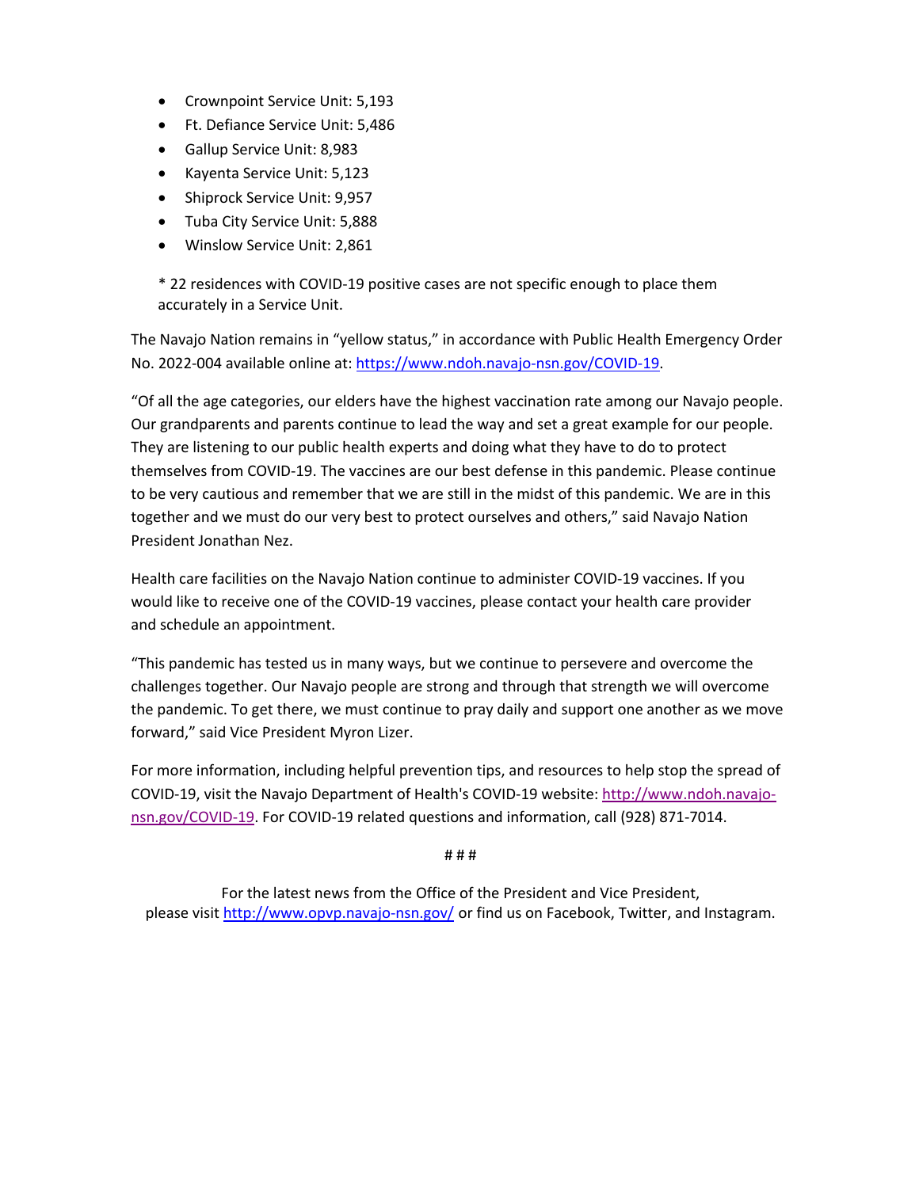- Crownpoint Service Unit: 5,193
- Ft. Defiance Service Unit: 5,486
- Gallup Service Unit: 8,983
- Kayenta Service Unit: 5,123
- Shiprock Service Unit: 9,957
- Tuba City Service Unit: 5,888
- Winslow Service Unit: 2,861

* 22 residences with COVID-19 positive cases are not specific enough to place them accurately in a Service Unit.

The Navajo Nation remains in "yellow status," in accordance with Public Health Emergency Order No. 2022-004 available online at: https://www.ndoh.navajo-nsn.gov/COVID-19.

"Of all the age categories, our elders have the highest vaccination rate among our Navajo people. Our grandparents and parents continue to lead the way and set a great example for our people. They are listening to our public health experts and doing what they have to do to protect themselves from COVID-19. The vaccines are our best defense in this pandemic. Please continue to be very cautious and remember that we are still in the midst of this pandemic. We are in this together and we must do our very best to protect ourselves and others," said Navajo Nation President Jonathan Nez.

Health care facilities on the Navajo Nation continue to administer COVID-19 vaccines. If you would like to receive one of the COVID-19 vaccines, please contact your health care provider and schedule an appointment.

"This pandemic has tested us in many ways, but we continue to persevere and overcome the challenges together. Our Navajo people are strong and through that strength we will overcome the pandemic. To get there, we must continue to pray daily and support one another as we move forward," said Vice President Myron Lizer.

For more information, including helpful prevention tips, and resources to help stop the spread of COVID-19, visit the Navajo Department of Health's COVID-19 website: http://www.ndoh.navajo-nsn.gov/COVID-19. For COVID-19 related questions and information, call (928) 871-7014.

# # #

For the latest news from the Office of the President and Vice President, please visit http://www.opvp.navajo-nsn.gov/ or find us on Facebook, Twitter, and Instagram.